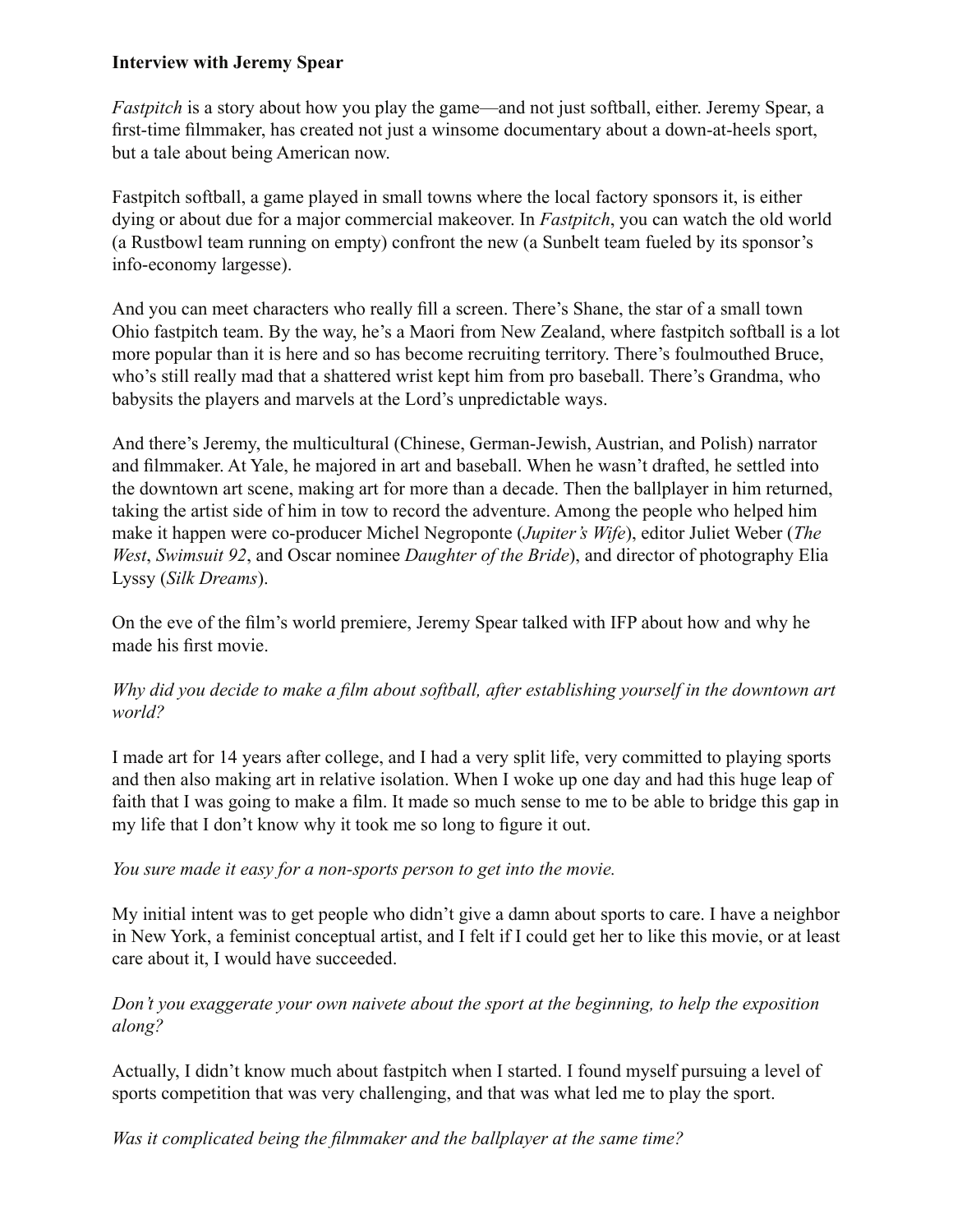**Interview with Jeremy Spear**

*Fastpitch* is a story about how you play the game—and not just softball, either. Jeremy Spear, a first-time filmmaker, has created not just a winsome documentary about a down-at-heels sport, but a tale about being American now.

Fastpitch softball, a game played in small towns where the local factory sponsors it, is either dying or about due for a major commercial makeover. In *Fastpitch*, you can watch the old world (a Rustbowl team running on empty) confront the new (a Sunbelt team fueled by its sponsor's info-economy largesse).

And you can meet characters who really fill a screen. There's Shane, the star of a small town Ohio fastpitch team. By the way, he's a Maori from New Zealand, where fastpitch softball is a lot more popular than it is here and so has become recruiting territory. There's foulmouthed Bruce, who's still really mad that a shattered wrist kept him from pro baseball. There's Grandma, who babysits the players and marvels at the Lord's unpredictable ways.

And there's Jeremy, the multicultural (Chinese, German-Jewish, Austrian, and Polish) narrator and filmmaker. At Yale, he majored in art and baseball. When he wasn't drafted, he settled into the downtown art scene, making art for more than a decade. Then the ballplayer in him returned, taking the artist side of him in tow to record the adventure. Among the people who helped him make it happen were co-producer Michel Negroponte (*Jupiter's Wife*), editor Juliet Weber (*The West*, *Swimsuit 92*, and Oscar nominee *Daughter of the Bride*), and director of photography Elia Lyssy (*Silk Dreams*).

On the eve of the film's world premiere, Jeremy Spear talked with IFP about how and why he made his first movie.

*Why did you decide to make a film about softball, after establishing yourself in the downtown art world?*

I made art for 14 years after college, and I had a very split life, very committed to playing sports and then also making art in relative isolation. When I woke up one day and had this huge leap of faith that I was going to make a film. It made so much sense to me to be able to bridge this gap in my life that I don't know why it took me so long to figure it out.

*You sure made it easy for a non-sports person to get into the movie.*

My initial intent was to get people who didn't give a damn about sports to care. I have a neighbor in New York, a feminist conceptual artist, and I felt if I could get her to like this movie, or at least care about it, I would have succeeded.

*Don't you exaggerate your own naivete about the sport at the beginning, to help the exposition along?*

Actually, I didn't know much about fastpitch when I started. I found myself pursuing a level of sports competition that was very challenging, and that was what led me to play the sport.

*Was it complicated being the filmmaker and the ballplayer at the same time?*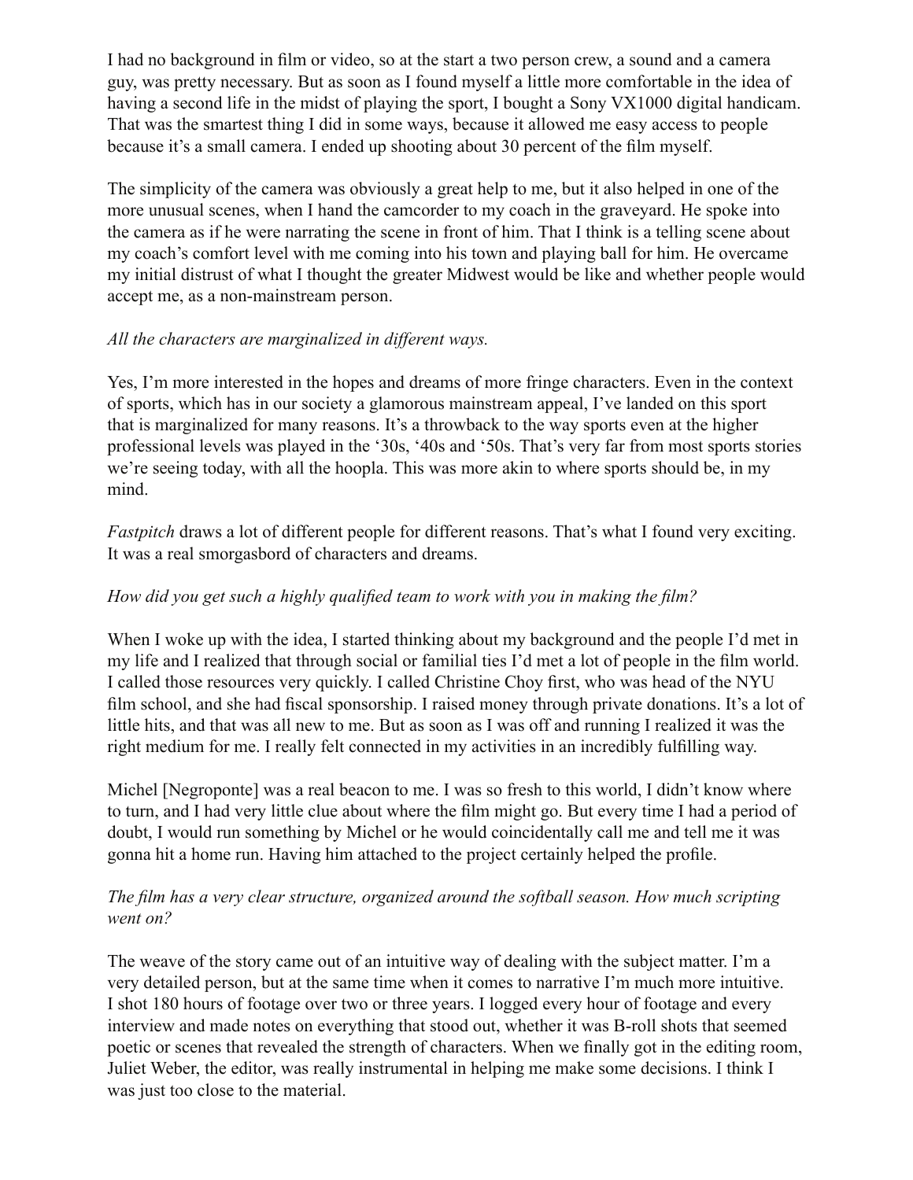I had no background in film or video, so at the start a two person crew, a sound and a camera guy, was pretty necessary. But as soon as I found myself a little more comfortable in the idea of having a second life in the midst of playing the sport, I bought a Sony VX1000 digital handicam. That was the smartest thing I did in some ways, because it allowed me easy access to people because it's a small camera. I ended up shooting about 30 percent of the film myself.

The simplicity of the camera was obviously a great help to me, but it also helped in one of the more unusual scenes, when I hand the camcorder to my coach in the graveyard. He spoke into the camera as if he were narrating the scene in front of him. That I think is a telling scene about my coach's comfort level with me coming into his town and playing ball for him. He overcame my initial distrust of what I thought the greater Midwest would be like and whether people would accept me, as a non-mainstream person.

*All the characters are marginalized in different ways.*

Yes, I'm more interested in the hopes and dreams of more fringe characters. Even in the context of sports, which has in our society a glamorous mainstream appeal, I've landed on this sport that is marginalized for many reasons. It's a throwback to the way sports even at the higher professional levels was played in the '30s, '40s and '50s. That's very far from most sports stories we're seeing today, with all the hoopla. This was more akin to where sports should be, in my mind.

*Fastpitch* draws a lot of different people for different reasons. That's what I found very exciting. It was a real smorgasbord of characters and dreams.

*How did you get such a highly qualified team to work with you in making the film?*

When I woke up with the idea, I started thinking about my background and the people I'd met in my life and I realized that through social or familial ties I'd met a lot of people in the film world. I called those resources very quickly. I called Christine Choy first, who was head of the NYU film school, and she had fiscal sponsorship. I raised money through private donations. It's a lot of little hits, and that was all new to me. But as soon as I was off and running I realized it was the right medium for me. I really felt connected in my activities in an incredibly fulfilling way.

Michel [Negroponte] was a real beacon to me. I was so fresh to this world, I didn't know where to turn, and I had very little clue about where the film might go. But every time I had a period of doubt, I would run something by Michel or he would coincidentally call me and tell me it was gonna hit a home run. Having him attached to the project certainly helped the profile.

*The film has a very clear structure, organized around the softball season. How much scripting went on?*

The weave of the story came out of an intuitive way of dealing with the subject matter. I'm a very detailed person, but at the same time when it comes to narrative I'm much more intuitive. I shot 180 hours of footage over two or three years. I logged every hour of footage and every interview and made notes on everything that stood out, whether it was B-roll shots that seemed poetic or scenes that revealed the strength of characters. When we finally got in the editing room, Juliet Weber, the editor, was really instrumental in helping me make some decisions. I think I was just too close to the material.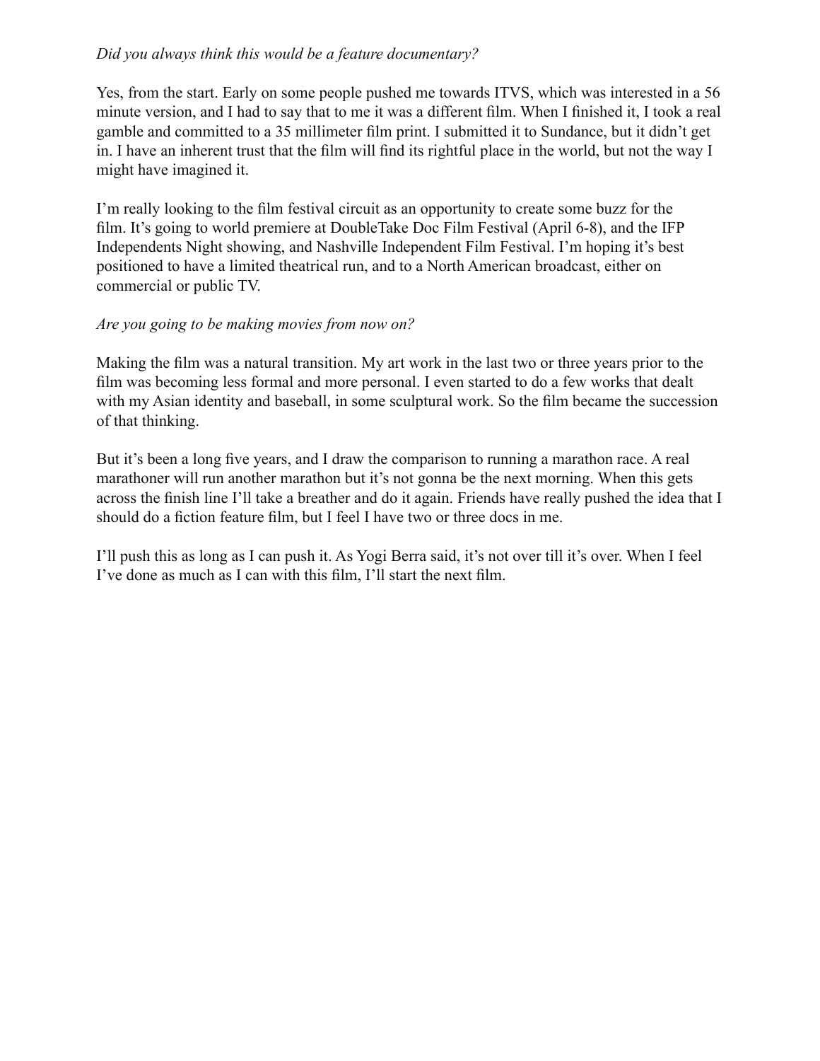*Did you always think this would be a feature documentary?*

Yes, from the start. Early on some people pushed me towards ITVS, which was interested in a 56 minute version, and I had to say that to me it was a different film. When I finished it, I took a real gamble and committed to a 35 millimeter film print. I submitted it to Sundance, but it didn't get in. I have an inherent trust that the film will find its rightful place in the world, but not the way I might have imagined it.

I'm really looking to the film festival circuit as an opportunity to create some buzz for the film. It's going to world premiere at DoubleTake Doc Film Festival (April 6-8), and the IFP Independents Night showing, and Nashville Independent Film Festival. I'm hoping it's best positioned to have a limited theatrical run, and to a North American broadcast, either on commercial or public TV.

*Are you going to be making movies from now on?*

Making the film was a natural transition. My art work in the last two or three years prior to the film was becoming less formal and more personal. I even started to do a few works that dealt with my Asian identity and baseball, in some sculptural work. So the film became the succession of that thinking.

But it's been a long five years, and I draw the comparison to running a marathon race. A real marathoner will run another marathon but it's not gonna be the next morning. When this gets across the finish line I'll take a breather and do it again. Friends have really pushed the idea that I should do a fiction feature film, but I feel I have two or three docs in me.

I'll push this as long as I can push it. As Yogi Berra said, it's not over till it's over. When I feel I've done as much as I can with this film, I'll start the next film.